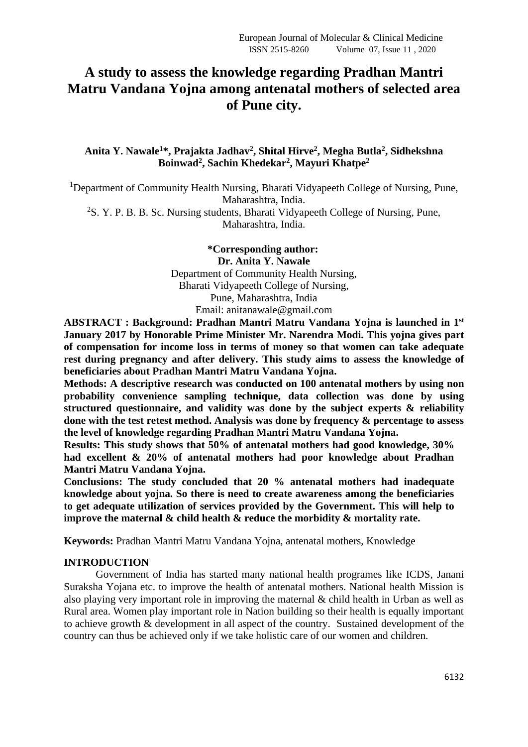# A study to assess the knowledge regarding Pradhan Mantri Matru Vandana Yojna among antenatal mothers of selected area of Pune city.

**Anita Y. Nawale[1]*, Prajakta Jadhav[2], Shital Hirve[2], Megha Butla[2], Sidhekshna Boinwad[2], Sachin Khedekar[2], Mayuri Khatpe[2]**

[1]Department of Community Health Nursing, Bharati Vidyapeeth College of Nursing, Pune, Maharashtra, India.

[2]S. Y. P. B. B. Sc. Nursing students, Bharati Vidyapeeth College of Nursing, Pune, Maharashtra, India.

**\*Corresponding author:**
**Dr. Anita Y. Nawale**
Department of Community Health Nursing,
Bharati Vidyapeeth College of Nursing,
Pune, Maharashtra, India
Email: anitanawale@gmail.com

**ABSTRACT : Background: Pradhan Mantri Matru Vandana Yojna is launched in 1st January 2017 by Honorable Prime Minister Mr. Narendra Modi. This yojna gives part of compensation for income loss in terms of money so that women can take adequate rest during pregnancy and after delivery. This study aims to assess the knowledge of beneficiaries about Pradhan Mantri Matru Vandana Yojna.**

**Methods: A descriptive research was conducted on 100 antenatal mothers by using non probability convenience sampling technique, data collection was done by using structured questionnaire, and validity was done by the subject experts & reliability done with the test retest method. Analysis was done by frequency & percentage to assess the level of knowledge regarding Pradhan Mantri Matru Vandana Yojna.**

**Results: This study shows that 50% of antenatal mothers had good knowledge, 30% had excellent & 20% of antenatal mothers had poor knowledge about Pradhan Mantri Matru Vandana Yojna.**

**Conclusions: The study concluded that 20 % antenatal mothers had inadequate knowledge about yojna. So there is need to create awareness among the beneficiaries to get adequate utilization of services provided by the Government. This will help to improve the maternal & child health & reduce the morbidity & mortality rate.**

**Keywords:** Pradhan Mantri Matru Vandana Yojna, antenatal mothers, Knowledge

## INTRODUCTION

Government of India has started many national health programes like ICDS, Janani Suraksha Yojana etc. to improve the health of antenatal mothers. National health Mission is also playing very important role in improving the maternal & child health in Urban as well as Rural area. Women play important role in Nation building so their health is equally important to achieve growth & development in all aspect of the country. Sustained development of the country can thus be achieved only if we take holistic care of our women and children.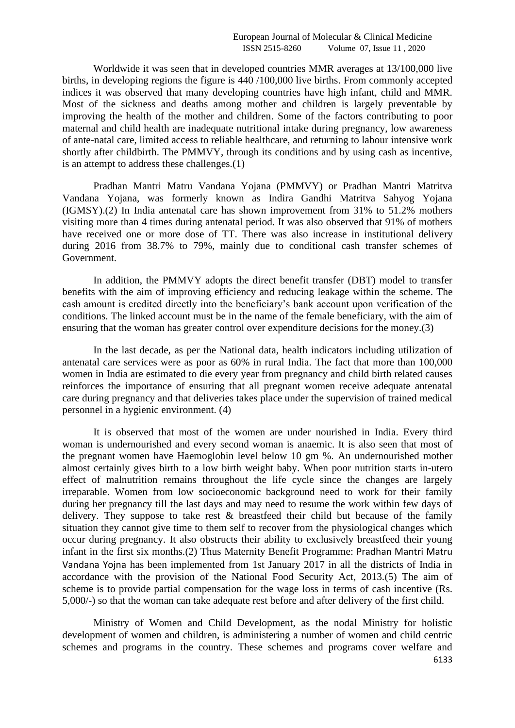Worldwide it was seen that in developed countries MMR averages at 13/100,000 live births, in developing regions the figure is 440 /100,000 live births. From commonly accepted indices it was observed that many developing countries have high infant, child and MMR. Most of the sickness and deaths among mother and children is largely preventable by improving the health of the mother and children. Some of the factors contributing to poor maternal and child health are inadequate nutritional intake during pregnancy, low awareness of ante-natal care, limited access to reliable healthcare, and returning to labour intensive work shortly after childbirth. The PMMVY, through its conditions and by using cash as incentive, is an attempt to address these challenges.(1)

Pradhan Mantri Matru Vandana Yojana (PMMVY) or Pradhan Mantri Matritva Vandana Yojana, was formerly known as Indira Gandhi Matritva Sahyog Yojana (IGMSY).(2) In India antenatal care has shown improvement from 31% to 51.2% mothers visiting more than 4 times during antenatal period. It was also observed that 91% of mothers have received one or more dose of TT. There was also increase in institutional delivery during 2016 from 38.7% to 79%, mainly due to conditional cash transfer schemes of Government.

In addition, the PMMVY adopts the direct benefit transfer (DBT) model to transfer benefits with the aim of improving efficiency and reducing leakage within the scheme. The cash amount is credited directly into the beneficiary's bank account upon verification of the conditions. The linked account must be in the name of the female beneficiary, with the aim of ensuring that the woman has greater control over expenditure decisions for the money.(3)

In the last decade, as per the National data, health indicators including utilization of antenatal care services were as poor as 60% in rural India. The fact that more than 100,000 women in India are estimated to die every year from pregnancy and child birth related causes reinforces the importance of ensuring that all pregnant women receive adequate antenatal care during pregnancy and that deliveries takes place under the supervision of trained medical personnel in a hygienic environment. (4)

It is observed that most of the women are under nourished in India. Every third woman is undernourished and every second woman is anaemic. It is also seen that most of the pregnant women have Haemoglobin level below 10 gm %. An undernourished mother almost certainly gives birth to a low birth weight baby. When poor nutrition starts in-utero effect of malnutrition remains throughout the life cycle since the changes are largely irreparable. Women from low socioeconomic background need to work for their family during her pregnancy till the last days and may need to resume the work within few days of delivery. They suppose to take rest & breastfeed their child but because of the family situation they cannot give time to them self to recover from the physiological changes which occur during pregnancy. It also obstructs their ability to exclusively breastfeed their young infant in the first six months.(2) Thus Maternity Benefit Programme: Pradhan Mantri Matru Vandana Yojna has been implemented from 1st January 2017 in all the districts of India in accordance with the provision of the National Food Security Act, 2013.(5) The aim of scheme is to provide partial compensation for the wage loss in terms of cash incentive (Rs. 5,000/-) so that the woman can take adequate rest before and after delivery of the first child.

Ministry of Women and Child Development, as the nodal Ministry for holistic development of women and children, is administering a number of women and child centric schemes and programs in the country. These schemes and programs cover welfare and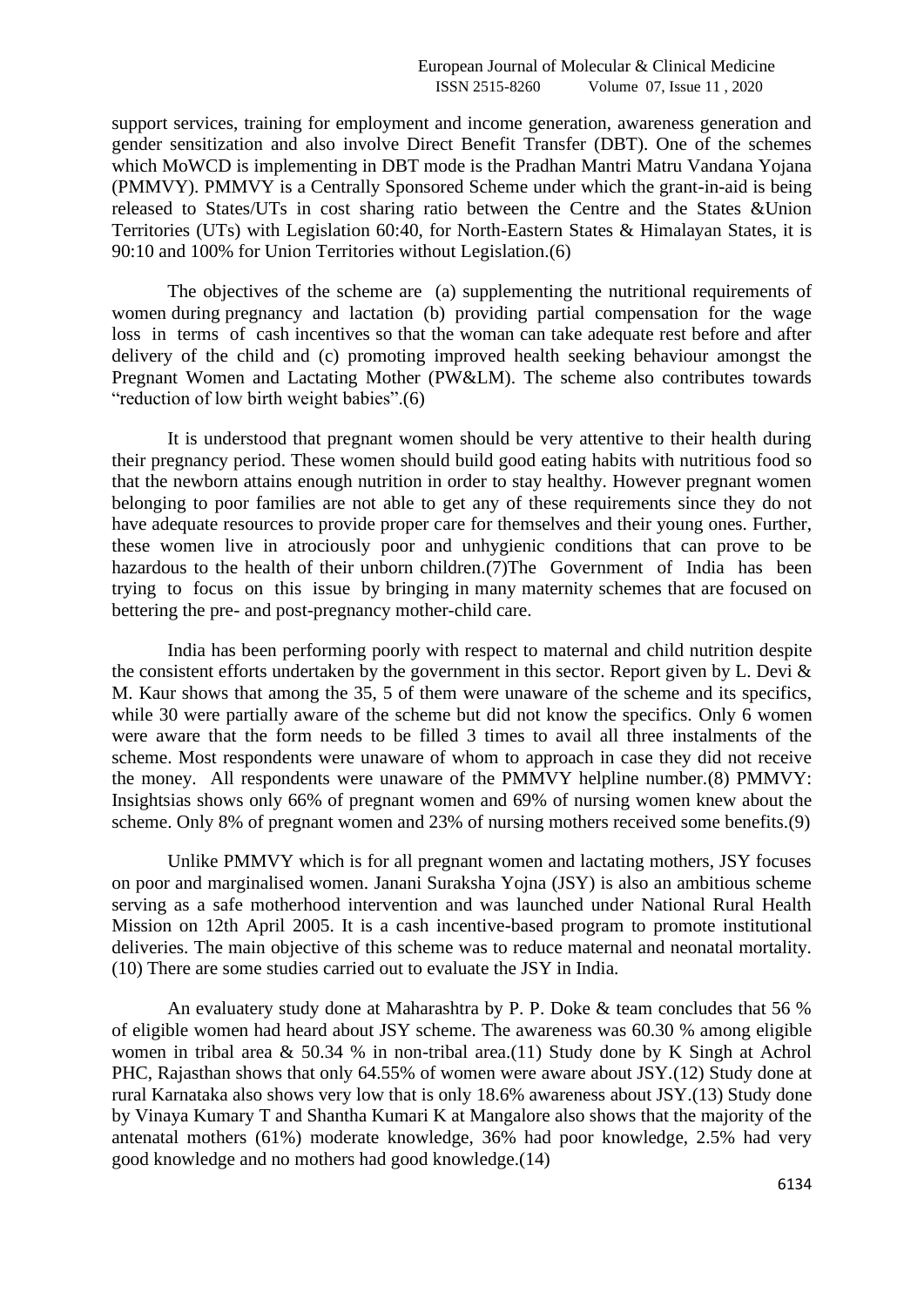support services, training for employment and income generation, awareness generation and gender sensitization and also involve Direct Benefit Transfer (DBT). One of the schemes which MoWCD is implementing in DBT mode is the Pradhan Mantri Matru Vandana Yojana (PMMVY). PMMVY is a Centrally Sponsored Scheme under which the grant-in-aid is being released to States/UTs in cost sharing ratio between the Centre and the States &Union Territories (UTs) with Legislation 60:40, for North-Eastern States & Himalayan States, it is 90:10 and 100% for Union Territories without Legislation.(6)

The objectives of the scheme are (a) supplementing the nutritional requirements of women during pregnancy and lactation (b) providing partial compensation for the wage loss in terms of cash incentives so that the woman can take adequate rest before and after delivery of the child and (c) promoting improved health seeking behaviour amongst the Pregnant Women and Lactating Mother (PW&LM). The scheme also contributes towards "reduction of low birth weight babies".(6)

It is understood that pregnant women should be very attentive to their health during their pregnancy period. These women should build good eating habits with nutritious food so that the newborn attains enough nutrition in order to stay healthy. However pregnant women belonging to poor families are not able to get any of these requirements since they do not have adequate resources to provide proper care for themselves and their young ones. Further, these women live in atrociously poor and unhygienic conditions that can prove to be hazardous to the health of their unborn children.(7)The Government of India has been trying to focus on this issue by bringing in many maternity schemes that are focused on bettering the pre- and post-pregnancy mother-child care.

India has been performing poorly with respect to maternal and child nutrition despite the consistent efforts undertaken by the government in this sector. Report given by L. Devi & M. Kaur shows that among the 35, 5 of them were unaware of the scheme and its specifics, while 30 were partially aware of the scheme but did not know the specifics. Only 6 women were aware that the form needs to be filled 3 times to avail all three instalments of the scheme. Most respondents were unaware of whom to approach in case they did not receive the money. All respondents were unaware of the PMMVY helpline number.(8) PMMVY: Insightsias shows only 66% of pregnant women and 69% of nursing women knew about the scheme. Only 8% of pregnant women and 23% of nursing mothers received some benefits.(9)

Unlike PMMVY which is for all pregnant women and lactating mothers, JSY focuses on poor and marginalised women. Janani Suraksha Yojna (JSY) is also an ambitious scheme serving as a safe motherhood intervention and was launched under National Rural Health Mission on 12th April 2005. It is a cash incentive-based program to promote institutional deliveries. The main objective of this scheme was to reduce maternal and neonatal mortality. (10) There are some studies carried out to evaluate the JSY in India.

An evaluatery study done at Maharashtra by P. P. Doke & team concludes that 56 % of eligible women had heard about JSY scheme. The awareness was 60.30 % among eligible women in tribal area & 50.34 % in non-tribal area.(11) Study done by K Singh at Achrol PHC, Rajasthan shows that only 64.55% of women were aware about JSY.(12) Study done at rural Karnataka also shows very low that is only 18.6% awareness about JSY.(13) Study done by Vinaya Kumary T and Shantha Kumari K at Mangalore also shows that the majority of the antenatal mothers (61%) moderate knowledge, 36% had poor knowledge, 2.5% had very good knowledge and no mothers had good knowledge.(14)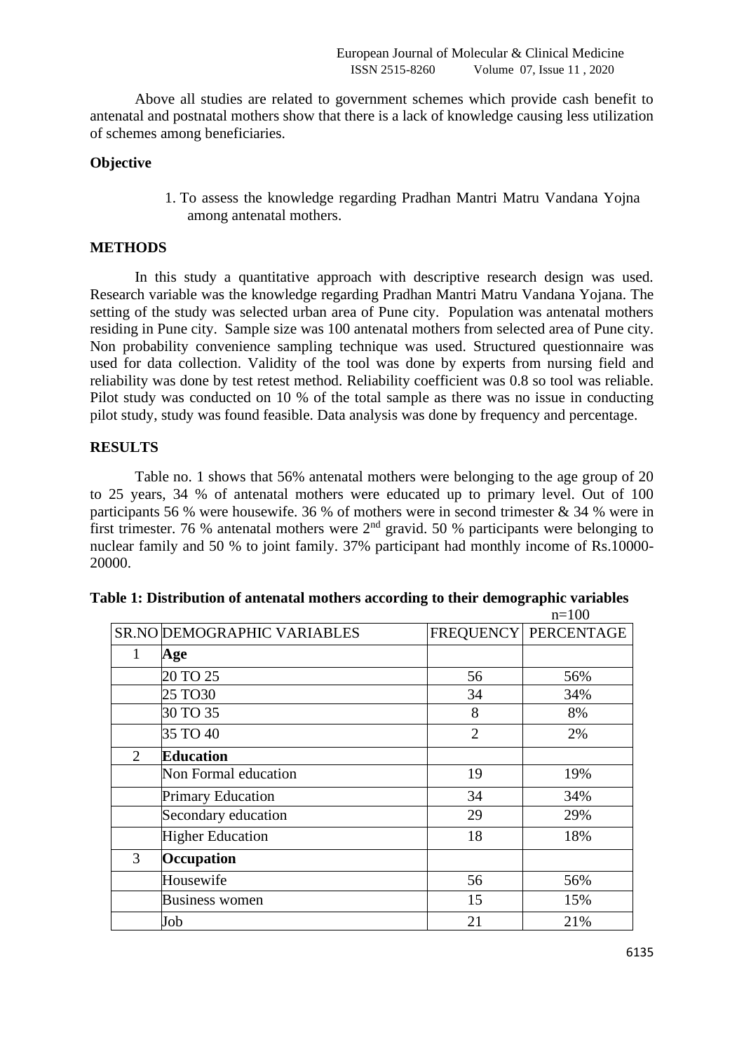Above all studies are related to government schemes which provide cash benefit to antenatal and postnatal mothers show that there is a lack of knowledge causing less utilization of schemes among beneficiaries.

**Objective**

1. To assess the knowledge regarding Pradhan Mantri Matru Vandana Yojna among antenatal mothers.

## METHODS

In this study a quantitative approach with descriptive research design was used. Research variable was the knowledge regarding Pradhan Mantri Matru Vandana Yojana. The setting of the study was selected urban area of Pune city. Population was antenatal mothers residing in Pune city. Sample size was 100 antenatal mothers from selected area of Pune city. Non probability convenience sampling technique was used. Structured questionnaire was used for data collection. Validity of the tool was done by experts from nursing field and reliability was done by test retest method. Reliability coefficient was 0.8 so tool was reliable. Pilot study was conducted on 10 % of the total sample as there was no issue in conducting pilot study, study was found feasible. Data analysis was done by frequency and percentage.

## RESULTS

Table no. 1 shows that 56% antenatal mothers were belonging to the age group of 20 to 25 years, 34 % of antenatal mothers were educated up to primary level. Out of 100 participants 56 % were housewife. 36 % of mothers were in second trimester & 34 % were in first trimester. 76 % antenatal mothers were 2nd gravid. 50 % participants were belonging to nuclear family and 50 % to joint family. 37% participant had monthly income of Rs.10000-20000.

**Table 1: Distribution of antenatal mothers according to their demographic variables**

n=100

| SR.NO | DEMOGRAPHIC VARIABLES | FREQUENCY | PERCENTAGE |
|---|---|---|---|
| 1 | **Age** | | |
| | 20 TO 25 | 56 | 56% |
| | 25 TO30 | 34 | 34% |
| | 30 TO 35 | 8 | 8% |
| | 35 TO 40 | 2 | 2% |
| 2 | **Education** | | |
| | Non Formal education | 19 | 19% |
| | Primary Education | 34 | 34% |
| | Secondary education | 29 | 29% |
| | Higher Education | 18 | 18% |
| 3 | **Occupation** | | |
| | Housewife | 56 | 56% |
| | Business women | 15 | 15% |
| | Job | 21 | 21% |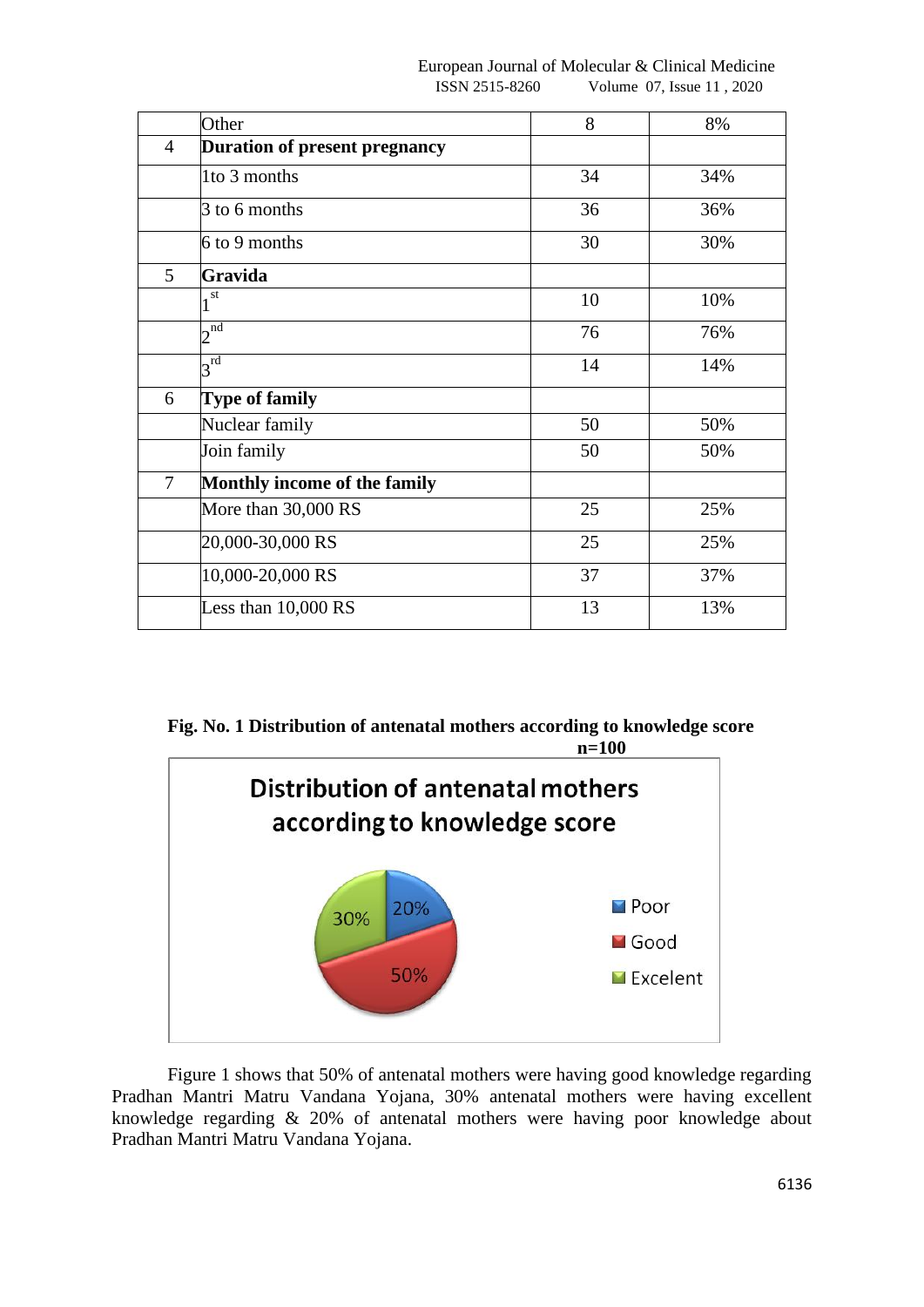|   | Other | 8 | 8% |
|---|---|---|---|
| 4 | **Duration of present pregnancy** |   |   |
|   | 1to 3 months | 34 | 34% |
|   | 3 to 6 months | 36 | 36% |
|   | 6 to 9 months | 30 | 30% |
| 5 | **Gravida** |   |   |
|   | 1st | 10 | 10% |
|   | 2nd | 76 | 76% |
|   | 3rd | 14 | 14% |
| 6 | **Type of family** |   |   |
|   | Nuclear family | 50 | 50% |
|   | Join family | 50 | 50% |
| 7 | **Monthly income of the family** |   |   |
|   | More than 30,000 RS | 25 | 25% |
|   | 20,000-30,000 RS | 25 | 25% |
|   | 10,000-20,000 RS | 37 | 37% |
|   | Less than 10,000 RS | 13 | 13% |

**Fig. No. 1 Distribution of antenatal mothers according to knowledge score**

**n=100**

Distribution of antenatal mothers according to knowledge score

Poor 20%, Good 50%, Excelent 30%

Figure 1 shows that 50% of antenatal mothers were having good knowledge regarding Pradhan Mantri Matru Vandana Yojana, 30% antenatal mothers were having excellent knowledge regarding & 20% of antenatal mothers were having poor knowledge about Pradhan Mantri Matru Vandana Yojana.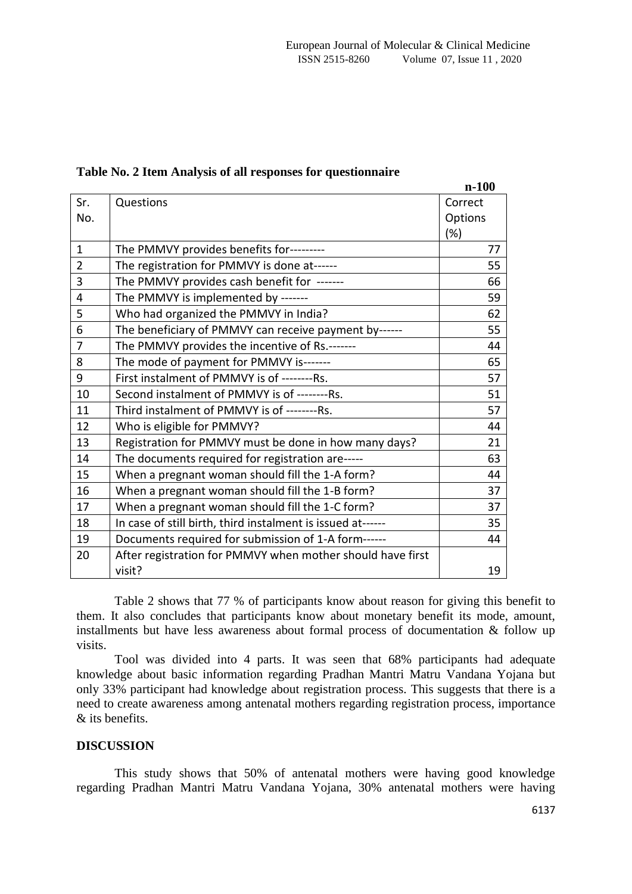**Table No. 2 Item Analysis of all responses for questionnaire**

**n-100**

| Sr. No. | Questions | Correct Options (%) |
|---|---|---|
| 1 | The PMMVY provides benefits for--------- | 77 |
| 2 | The registration for PMMVY is done at------ | 55 |
| 3 | The PMMVY provides cash benefit for ------- | 66 |
| 4 | The PMMVY is implemented by ------- | 59 |
| 5 | Who had organized the PMMVY in India? | 62 |
| 6 | The beneficiary of PMMVY can receive payment by------ | 55 |
| 7 | The PMMVY provides the incentive of Rs.------- | 44 |
| 8 | The mode of payment for PMMVY is------- | 65 |
| 9 | First instalment of PMMVY is of --------Rs. | 57 |
| 10 | Second instalment of PMMVY is of --------Rs. | 51 |
| 11 | Third instalment of PMMVY is of --------Rs. | 57 |
| 12 | Who is eligible for PMMVY? | 44 |
| 13 | Registration for PMMVY must be done in how many days? | 21 |
| 14 | The documents required for registration are----- | 63 |
| 15 | When a pregnant woman should fill the 1-A form? | 44 |
| 16 | When a pregnant woman should fill the 1-B form? | 37 |
| 17 | When a pregnant woman should fill the 1-C form? | 37 |
| 18 | In case of still birth, third instalment is issued at------ | 35 |
| 19 | Documents required for submission of 1-A form------ | 44 |
| 20 | After registration for PMMVY when mother should have first visit? | 19 |

Table 2 shows that 77 % of participants know about reason for giving this benefit to them. It also concludes that participants know about monetary benefit its mode, amount, installments but have less awareness about formal process of documentation & follow up visits.

Tool was divided into 4 parts. It was seen that 68% participants had adequate knowledge about basic information regarding Pradhan Mantri Matru Vandana Yojana but only 33% participant had knowledge about registration process. This suggests that there is a need to create awareness among antenatal mothers regarding registration process, importance & its benefits.

## DISCUSSION

This study shows that 50% of antenatal mothers were having good knowledge regarding Pradhan Mantri Matru Vandana Yojana, 30% antenatal mothers were having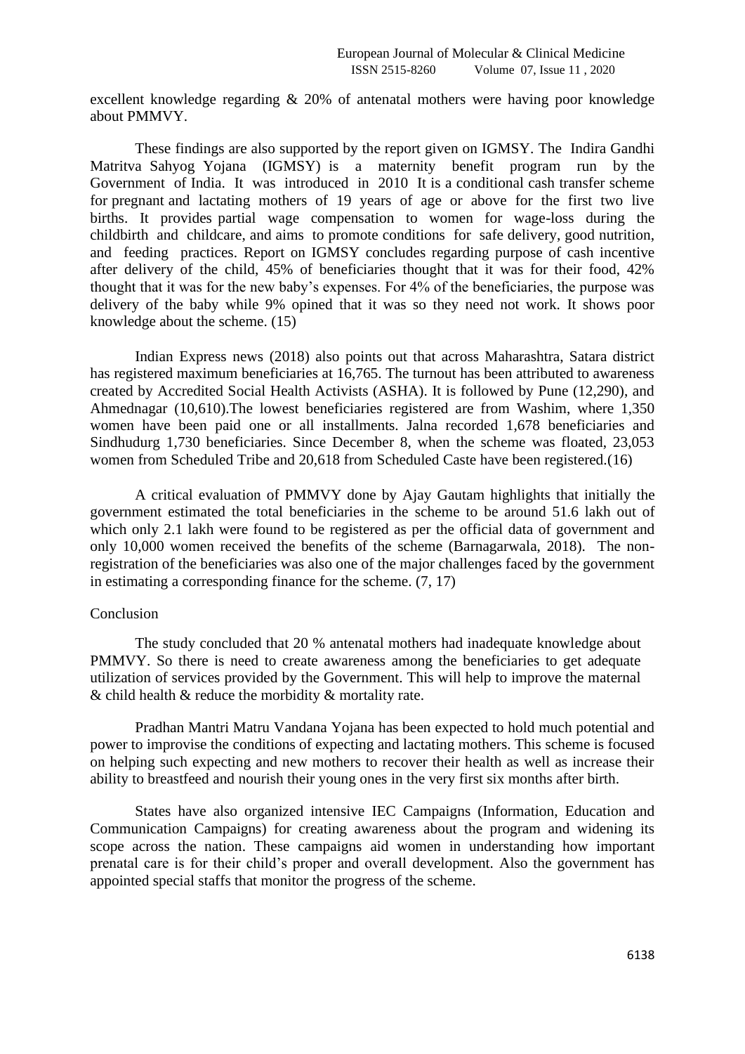excellent knowledge regarding & 20% of antenatal mothers were having poor knowledge about PMMVY.

These findings are also supported by the report given on IGMSY. The Indira Gandhi Matritva Sahyog Yojana (IGMSY) is a maternity benefit program run by the Government of India. It was introduced in 2010 It is a conditional cash transfer scheme for pregnant and lactating mothers of 19 years of age or above for the first two live births. It provides partial wage compensation to women for wage-loss during the childbirth and childcare, and aims to promote conditions for safe delivery, good nutrition, and feeding practices. Report on IGMSY concludes regarding purpose of cash incentive after delivery of the child, 45% of beneficiaries thought that it was for their food, 42% thought that it was for the new baby's expenses. For 4% of the beneficiaries, the purpose was delivery of the baby while 9% opined that it was so they need not work. It shows poor knowledge about the scheme. (15)

Indian Express news (2018) also points out that across Maharashtra, Satara district has registered maximum beneficiaries at 16,765. The turnout has been attributed to awareness created by Accredited Social Health Activists (ASHA). It is followed by Pune (12,290), and Ahmednagar (10,610).The lowest beneficiaries registered are from Washim, where 1,350 women have been paid one or all installments. Jalna recorded 1,678 beneficiaries and Sindhudurg 1,730 beneficiaries. Since December 8, when the scheme was floated, 23,053 women from Scheduled Tribe and 20,618 from Scheduled Caste have been registered.(16)

A critical evaluation of PMMVY done by Ajay Gautam highlights that initially the government estimated the total beneficiaries in the scheme to be around 51.6 lakh out of which only 2.1 lakh were found to be registered as per the official data of government and only 10,000 women received the benefits of the scheme (Barnagarwala, 2018). The non-registration of the beneficiaries was also one of the major challenges faced by the government in estimating a corresponding finance for the scheme. (7, 17)

## Conclusion

The study concluded that 20 % antenatal mothers had inadequate knowledge about PMMVY. So there is need to create awareness among the beneficiaries to get adequate utilization of services provided by the Government. This will help to improve the maternal & child health & reduce the morbidity & mortality rate.

Pradhan Mantri Matru Vandana Yojana has been expected to hold much potential and power to improvise the conditions of expecting and lactating mothers. This scheme is focused on helping such expecting and new mothers to recover their health as well as increase their ability to breastfeed and nourish their young ones in the very first six months after birth.

States have also organized intensive IEC Campaigns (Information, Education and Communication Campaigns) for creating awareness about the program and widening its scope across the nation. These campaigns aid women in understanding how important prenatal care is for their child's proper and overall development. Also the government has appointed special staffs that monitor the progress of the scheme.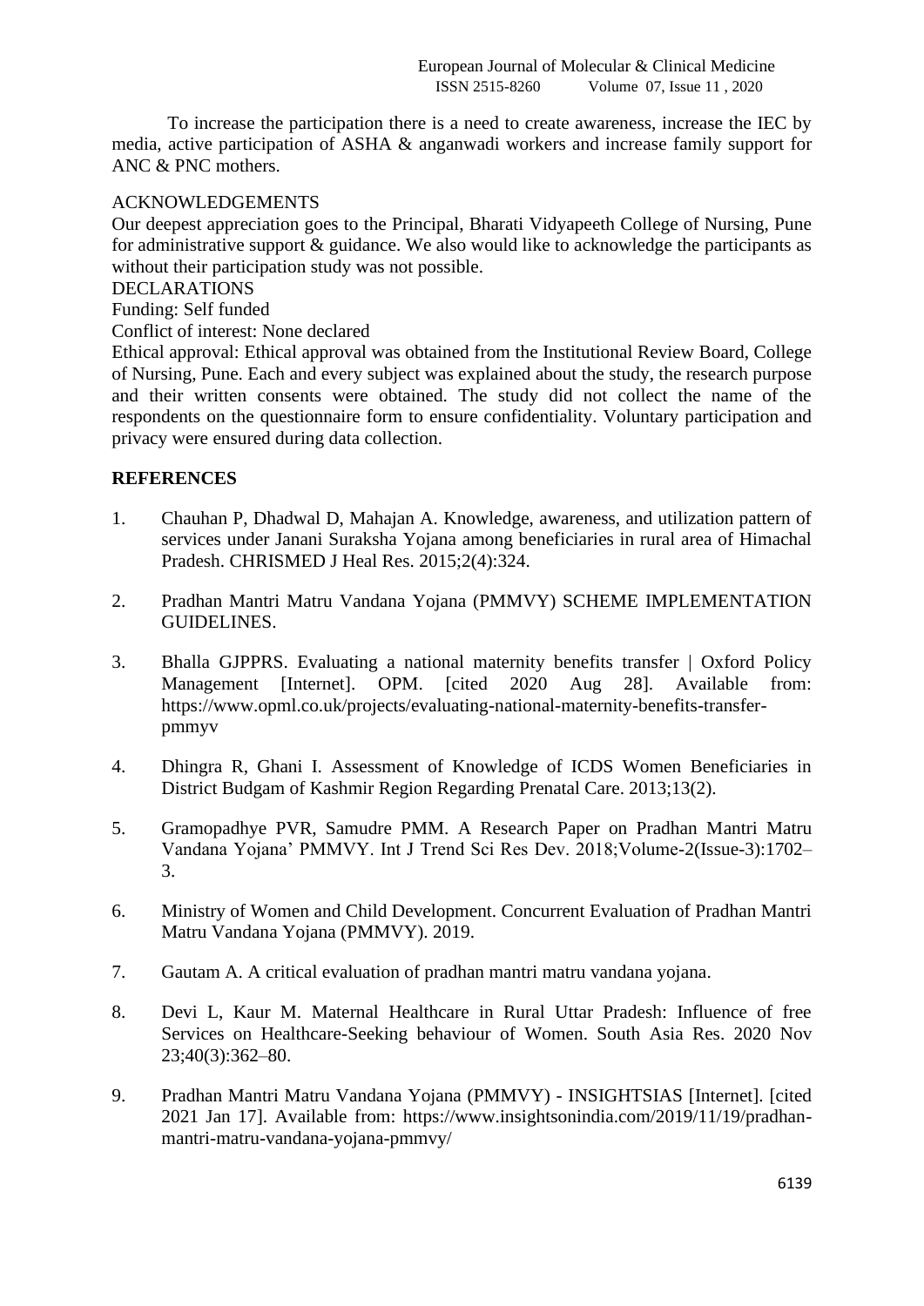To increase the participation there is a need to create awareness, increase the IEC by media, active participation of ASHA & anganwadi workers and increase family support for ANC & PNC mothers.

ACKNOWLEDGEMENTS

Our deepest appreciation goes to the Principal, Bharati Vidyapeeth College of Nursing, Pune for administrative support & guidance. We also would like to acknowledge the participants as without their participation study was not possible.

DECLARATIONS

Funding: Self funded

Conflict of interest: None declared

Ethical approval: Ethical approval was obtained from the Institutional Review Board, College of Nursing, Pune. Each and every subject was explained about the study, the research purpose and their written consents were obtained. The study did not collect the name of the respondents on the questionnaire form to ensure confidentiality. Voluntary participation and privacy were ensured during data collection.

## REFERENCES

1. Chauhan P, Dhadwal D, Mahajan A. Knowledge, awareness, and utilization pattern of services under Janani Suraksha Yojana among beneficiaries in rural area of Himachal Pradesh. CHRISMED J Heal Res. 2015;2(4):324.

2. Pradhan Mantri Matru Vandana Yojana (PMMVY) SCHEME IMPLEMENTATION GUIDELINES.

3. Bhalla GJPPRS. Evaluating a national maternity benefits transfer | Oxford Policy Management [Internet]. OPM. [cited 2020 Aug 28]. Available from: https://www.opml.co.uk/projects/evaluating-national-maternity-benefits-transfer-pmmyv

4. Dhingra R, Ghani I. Assessment of Knowledge of ICDS Women Beneficiaries in District Budgam of Kashmir Region Regarding Prenatal Care. 2013;13(2).

5. Gramopadhye PVR, Samudre PMM. A Research Paper on Pradhan Mantri Matru Vandana Yojana' PMMVY. Int J Trend Sci Res Dev. 2018;Volume-2(Issue-3):1702–3.

6. Ministry of Women and Child Development. Concurrent Evaluation of Pradhan Mantri Matru Vandana Yojana (PMMVY). 2019.

7. Gautam A. A critical evaluation of pradhan mantri matru vandana yojana.

8. Devi L, Kaur M. Maternal Healthcare in Rural Uttar Pradesh: Influence of free Services on Healthcare-Seeking behaviour of Women. South Asia Res. 2020 Nov 23;40(3):362–80.

9. Pradhan Mantri Matru Vandana Yojana (PMMVY) - INSIGHTSIAS [Internet]. [cited 2021 Jan 17]. Available from: https://www.insightsonindia.com/2019/11/19/pradhan-mantri-matru-vandana-yojana-pmmvy/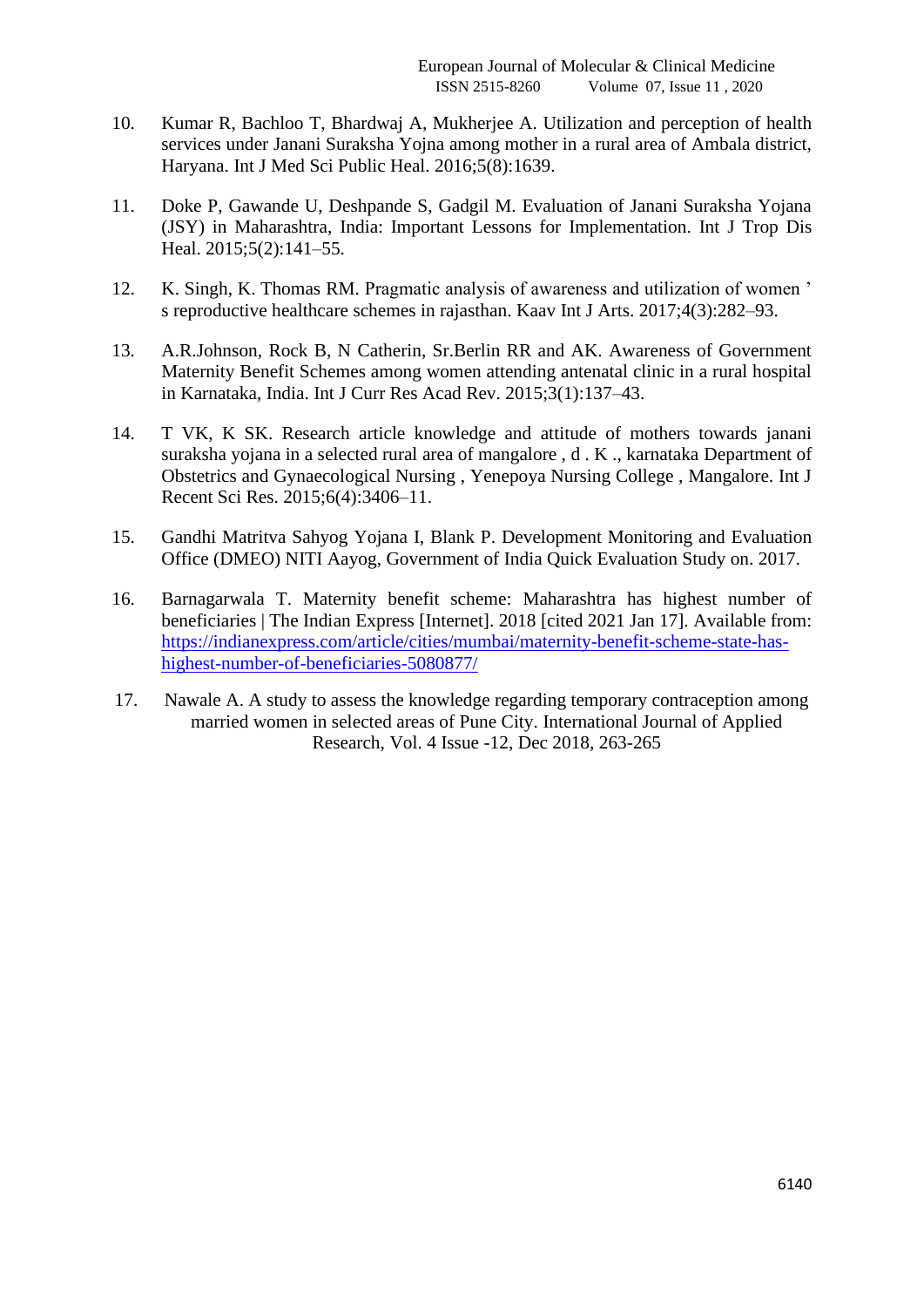10. Kumar R, Bachloo T, Bhardwaj A, Mukherjee A. Utilization and perception of health services under Janani Suraksha Yojna among mother in a rural area of Ambala district, Haryana. Int J Med Sci Public Heal. 2016;5(8):1639.

11. Doke P, Gawande U, Deshpande S, Gadgil M. Evaluation of Janani Suraksha Yojana (JSY) in Maharashtra, India: Important Lessons for Implementation. Int J Trop Dis Heal. 2015;5(2):141–55.

12. K. Singh, K. Thomas RM. Pragmatic analysis of awareness and utilization of women ' s reproductive healthcare schemes in rajasthan. Kaav Int J Arts. 2017;4(3):282–93.

13. A.R.Johnson, Rock B, N Catherin, Sr.Berlin RR and AK. Awareness of Government Maternity Benefit Schemes among women attending antenatal clinic in a rural hospital in Karnataka, India. Int J Curr Res Acad Rev. 2015;3(1):137–43.

14. T VK, K SK. Research article knowledge and attitude of mothers towards janani suraksha yojana in a selected rural area of mangalore , d . K ., karnataka Department of Obstetrics and Gynaecological Nursing , Yenepoya Nursing College , Mangalore. Int J Recent Sci Res. 2015;6(4):3406–11.

15. Gandhi Matritva Sahyog Yojana I, Blank P. Development Monitoring and Evaluation Office (DMEO) NITI Aayog, Government of India Quick Evaluation Study on. 2017.

16. Barnagarwala T. Maternity benefit scheme: Maharashtra has highest number of beneficiaries | The Indian Express [Internet]. 2018 [cited 2021 Jan 17]. Available from: https://indianexpress.com/article/cities/mumbai/maternity-benefit-scheme-state-has-highest-number-of-beneficiaries-5080877/

17. Nawale A. A study to assess the knowledge regarding temporary contraception among married women in selected areas of Pune City. International Journal of Applied Research, Vol. 4 Issue -12, Dec 2018, 263-265